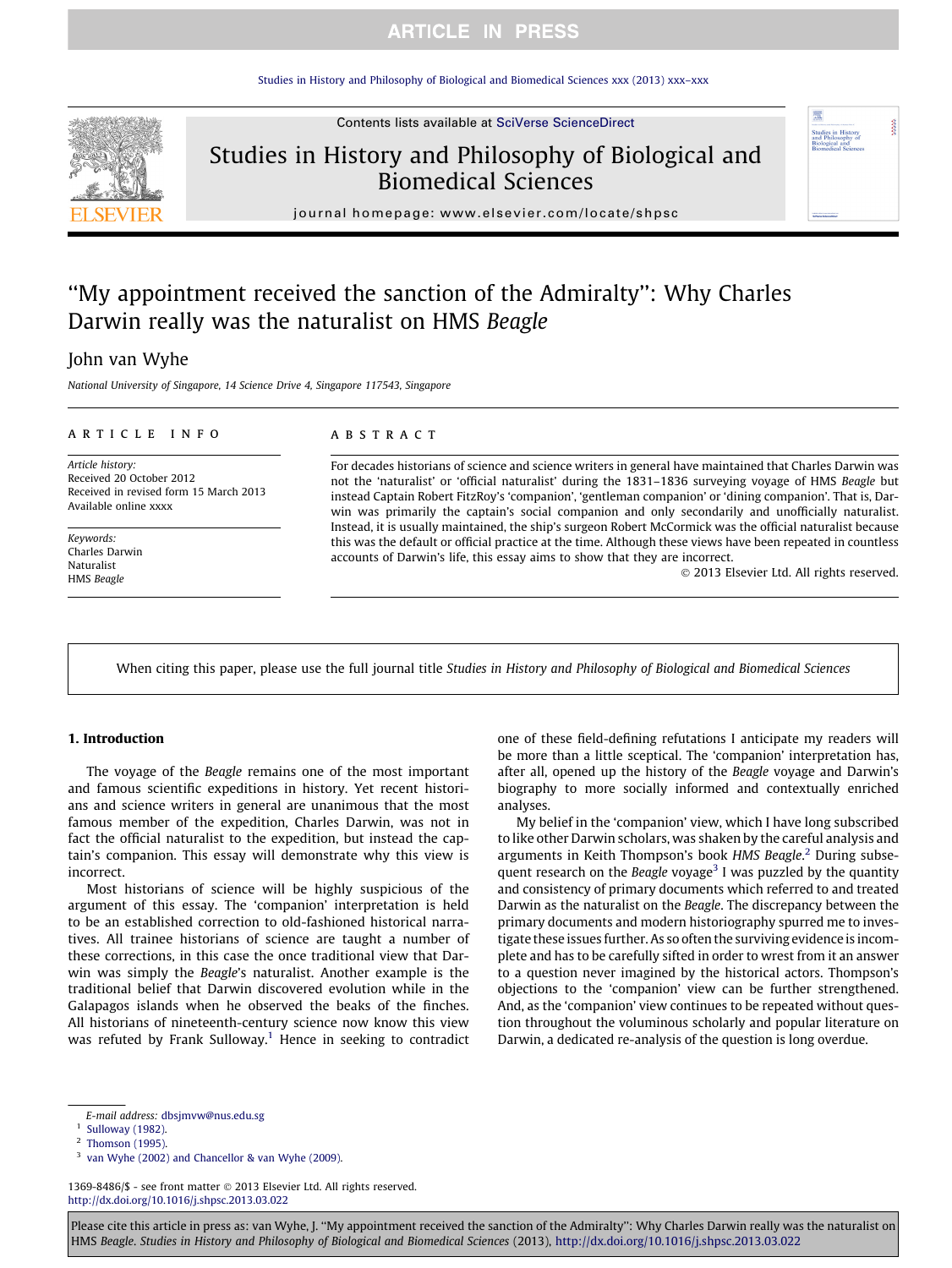# "My appointment received the sanction of the Admiralty": Why Charles Darwin really was the naturalist on HMS *Beagle*

John van Wyhe

*National University of Singapore, 14 Science Drive 4, Singapore 117543, Singapore*

**ARTICLE INFO**

*Article history:*
Received 20 October 2012
Received in revised form 15 March 2013
Available online xxxx

*Keywords:*
Charles Darwin
Naturalist
HMS *Beagle*

**ABSTRACT**

For decades historians of science and science writers in general have maintained that Charles Darwin was not the 'naturalist' or 'official naturalist' during the 1831–1836 surveying voyage of HMS *Beagle* but instead Captain Robert FitzRoy's 'companion', 'gentleman companion' or 'dining companion'. That is, Darwin was primarily the captain's social companion and only secondarily and unofficially naturalist. Instead, it is usually maintained, the ship's surgeon Robert McCormick was the official naturalist because this was the default or official practice at the time. Although these views have been repeated in countless accounts of Darwin's life, this essay aims to show that they are incorrect.

© 2013 Elsevier Ltd. All rights reserved.

When citing this paper, please use the full journal title *Studies in History and Philosophy of Biological and Biomedical Sciences*

## 1. Introduction

The voyage of the *Beagle* remains one of the most important and famous scientific expeditions in history. Yet recent historians and science writers in general are unanimous that the most famous member of the expedition, Charles Darwin, was not in fact the official naturalist to the expedition, but instead the captain's companion. This essay will demonstrate why this view is incorrect.

Most historians of science will be highly suspicious of the argument of this essay. The 'companion' interpretation is held to be an established correction to old-fashioned historical narratives. All trainee historians of science are taught a number of these corrections, in this case the once traditional view that Darwin was simply the *Beagle*'s naturalist. Another example is the traditional belief that Darwin discovered evolution while in the Galapagos islands when he observed the beaks of the finches. All historians of nineteenth-century science now know this view was refuted by Frank Sulloway.[1] Hence in seeking to contradict one of these field-defining refutations I anticipate my readers will be more than a little sceptical. The 'companion' interpretation has, after all, opened up the history of the *Beagle* voyage and Darwin's biography to more socially informed and contextually enriched analyses.

My belief in the 'companion' view, which I have long subscribed to like other Darwin scholars, was shaken by the careful analysis and arguments in Keith Thompson's book *HMS Beagle*.[2] During subsequent research on the *Beagle* voyage[3] I was puzzled by the quantity and consistency of primary documents which referred to and treated Darwin as the naturalist on the *Beagle*. The discrepancy between the primary documents and modern historiography spurred me to investigate these issues further. As so often the surviving evidence is incomplete and has to be carefully sifted in order to wrest from it an answer to a question never imagined by the historical actors. Thompson's objections to the 'companion' view can be further strengthened. And, as the 'companion' view continues to be repeated without question throughout the voluminous scholarly and popular literature on Darwin, a dedicated re-analysis of the question is long overdue.

E-mail address: dbsjmvw@nus.edu.sg

[1] Sulloway (1982).

[2] Thomson (1995).

[3] van Wyhe (2002) and Chancellor & van Wyhe (2009).

1369-8486/$ - see front matter © 2013 Elsevier Ltd. All rights reserved.
http://dx.doi.org/10.1016/j.shpsc.2013.03.022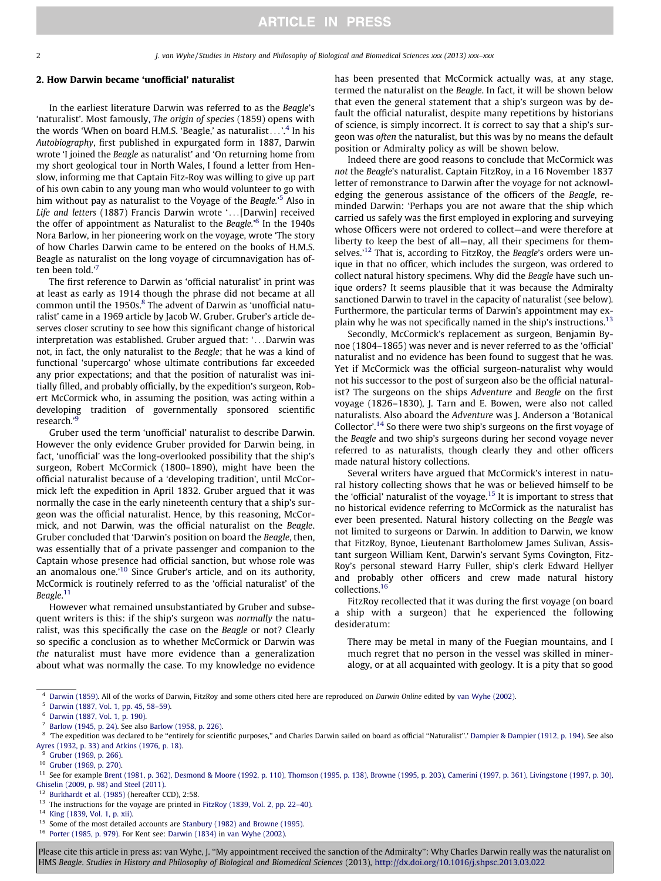## 2. How Darwin became 'unofficial' naturalist

In the earliest literature Darwin was referred to as the *Beagle*'s 'naturalist'. Most famously, *The origin of species* (1859) opens with the words 'When on board H.M.S. 'Beagle,' as naturalist...'.[4] In his *Autobiography*, first published in expurgated form in 1887, Darwin wrote 'I joined the *Beagle* as naturalist' and 'On returning home from my short geological tour in North Wales, I found a letter from Henslow, informing me that Captain Fitz-Roy was willing to give up part of his own cabin to any young man who would volunteer to go with him without pay as naturalist to the Voyage of the *Beagle*.'[5] Also in *Life and letters* (1887) Francis Darwin wrote '...[Darwin] received the offer of appointment as Naturalist to the *Beagle*.'[6] In the 1940s Nora Barlow, in her pioneering work on the voyage, wrote 'The story of how Charles Darwin came to be entered on the books of H.M.S. Beagle as naturalist on the long voyage of circumnavigation has often been told.'[7]

The first reference to Darwin as 'official naturalist' in print was at least as early as 1914 though the phrase did not became at all common until the 1950s.[8] The advent of Darwin as 'unofficial naturalist' came in a 1969 article by Jacob W. Gruber. Gruber's article deserves closer scrutiny to see how this significant change of historical interpretation was established. Gruber argued that: '...Darwin was not, in fact, the only naturalist to the *Beagle*; that he was a kind of functional 'supercargo' whose ultimate contributions far exceeded any prior expectations; and that the position of naturalist was initially filled, and probably officially, by the expedition's surgeon, Robert McCormick who, in assuming the position, was acting within a developing tradition of governmentally sponsored scientific research.'[9]

Gruber used the term 'unofficial' naturalist to describe Darwin. However the only evidence Gruber provided for Darwin being, in fact, 'unofficial' was the long-overlooked possibility that the ship's surgeon, Robert McCormick (1800–1890), might have been the official naturalist because of a 'developing tradition', until McCormick left the expedition in April 1832. Gruber argued that it was normally the case in the early nineteenth century that a ship's surgeon was the official naturalist. Hence, by this reasoning, McCormick, and not Darwin, was the official naturalist on the *Beagle*. Gruber concluded that 'Darwin's position on board the *Beagle*, then, was essentially that of a private passenger and companion to the Captain whose presence had official sanction, but whose role was an anomalous one.'[10] Since Gruber's article, and on its authority, McCormick is routinely referred to as the 'official naturalist' of the *Beagle*.[11]

However what remained unsubstantiated by Gruber and subsequent writers is this: if the ship's surgeon was *normally* the naturalist, was this specifically the case on the *Beagle* or not? Clearly so specific a conclusion as to whether McCormick or Darwin was *the* naturalist must have more evidence than a generalization about what was normally the case. To my knowledge no evidence has been presented that McCormick actually was, at any stage, termed the naturalist on the *Beagle*. In fact, it will be shown below that even the general statement that a ship's surgeon was by default the official naturalist, despite many repetitions by historians of science, is simply incorrect. It *is* correct to say that a ship's surgeon was *often* the naturalist, but this was by no means the default position or Admiralty policy as will be shown below.

Indeed there are good reasons to conclude that McCormick was *not* the *Beagle*'s naturalist. Captain FitzRoy, in a 16 November 1837 letter of remonstrance to Darwin after the voyage for not acknowledging the generous assistance of the officers of the *Beagle*, reminded Darwin: 'Perhaps you are not aware that the ship which carried us safely was the first employed in exploring and surveying whose Officers were not ordered to collect—and were therefore at liberty to keep the best of all—nay, all their specimens for themselves.'[12] That is, according to FitzRoy, the *Beagle*'s orders were unique in that no officer, which includes the surgeon, was ordered to collect natural history specimens. Why did the *Beagle* have such unique orders? It seems plausible that it was because the Admiralty sanctioned Darwin to travel in the capacity of naturalist (see below). Furthermore, the particular terms of Darwin's appointment may explain why he was not specifically named in the ship's instructions.[13]

Secondly, McCormick's replacement as surgeon, Benjamin Bynoe (1804–1865) was never and is never referred to as the 'official' naturalist and no evidence has been found to suggest that he was. Yet if McCormick was the official surgeon-naturalist why would not his successor to the post of surgeon also be the official naturalist? The surgeons on the ships *Adventure* and *Beagle* on the first voyage (1826–1830), J. Tarn and E. Bowen, were also not called naturalists. Also aboard the *Adventure* was J. Anderson a 'Botanical Collector'.[14] So there were two ship's surgeons on the first voyage of the *Beagle* and two ship's surgeons during her second voyage never referred to as naturalists, though clearly they and other officers made natural history collections.

Several writers have argued that McCormick's interest in natural history collecting shows that he was or believed himself to be the 'official' naturalist of the voyage.[15] It is important to stress that no historical evidence referring to McCormick as the naturalist has ever been presented. Natural history collecting on the *Beagle* was not limited to surgeons or Darwin. In addition to Darwin, we know that FitzRoy, Bynoe, Lieutenant Bartholomew James Sulivan, Assistant surgeon William Kent, Darwin's servant Syms Covington, FitzRoy's personal steward Harry Fuller, ship's clerk Edward Hellyer and probably other officers and crew made natural history collections.[16]

FitzRoy recollected that it was during the first voyage (on board a ship with a surgeon) that he experienced the following desideratum:

> There may be metal in many of the Fuegian mountains, and I much regret that no person in the vessel was skilled in mineralogy, or at all acquainted with geology. It is a pity that so good

---

[4] Darwin (1859). All of the works of Darwin, FitzRoy and some others cited here are reproduced on *Darwin Online* edited by van Wyhe (2002).

[5] Darwin (1887, Vol. 1, pp. 45, 58–59).

[6] Darwin (1887, Vol. 1, p. 190).

[7] Barlow (1945, p. 24). See also Barlow (1958, p. 226).

[8] 'The expedition was declared to be "entirely for scientific purposes," and Charles Darwin sailed on board as official "Naturalist".' Dampier & Dampier (1912, p. 194). See also Ayres (1932, p. 33) and Atkins (1976, p. 18).

[9] Gruber (1969, p. 266).

[10] Gruber (1969, p. 270).

[11] See for example Brent (1981, p. 362), Desmond & Moore (1992, p. 110), Thomson (1995, p. 138), Browne (1995, p. 203), Camerini (1997, p. 361), Livingstone (1997, p. 30), Ghiselin (2009, p. 98) and Steel (2011).

[12] Burkhardt et al. (1985) (hereafter CCD), 2:58.

[13] The instructions for the voyage are printed in FitzRoy (1839, Vol. 2, pp. 22–40).

[14] King (1839, Vol. 1, p. xii).

[15] Some of the most detailed accounts are Stanbury (1982) and Browne (1995).

[16] Porter (1985, p. 979). For Kent see: Darwin (1834) in van Wyhe (2002).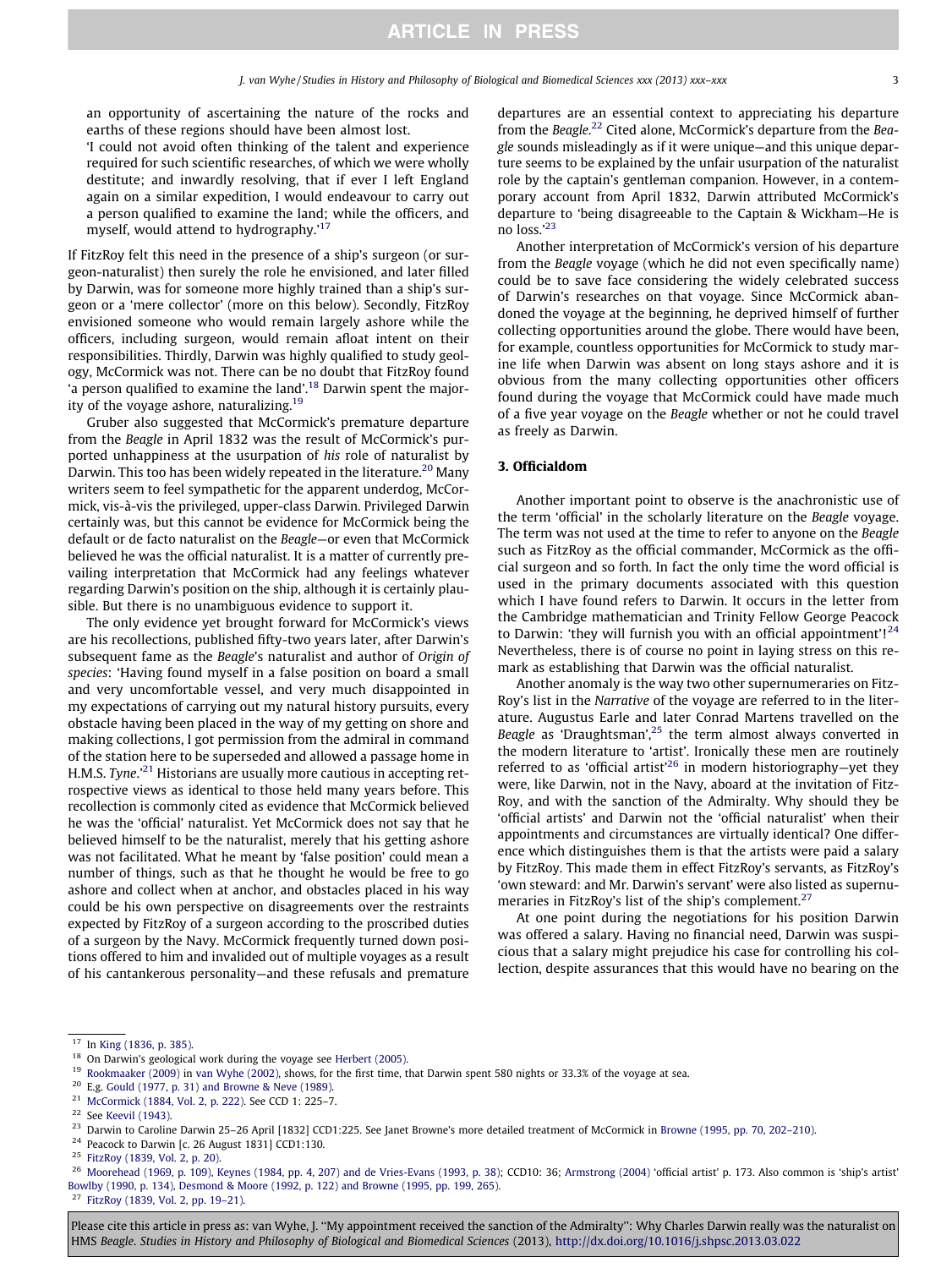an opportunity of ascertaining the nature of the rocks and earths of these regions should have been almost lost.

'I could not avoid often thinking of the talent and experience required for such scientific researches, of which we were wholly destitute; and inwardly resolving, that if ever I left England again on a similar expedition, I would endeavour to carry out a person qualified to examine the land; while the officers, and myself, would attend to hydrography.'[17]

If FitzRoy felt this need in the presence of a ship's surgeon (or surgeon-naturalist) then surely the role he envisioned, and later filled by Darwin, was for someone more highly trained than a ship's surgeon or a 'mere collector' (more on this below). Secondly, FitzRoy envisioned someone who would remain largely ashore while the officers, including surgeon, would remain afloat intent on their responsibilities. Thirdly, Darwin was highly qualified to study geology, McCormick was not. There can be no doubt that FitzRoy found 'a person qualified to examine the land'.[18] Darwin spent the majority of the voyage ashore, naturalizing.[19]

Gruber also suggested that McCormick's premature departure from the *Beagle* in April 1832 was the result of McCormick's purported unhappiness at the usurpation of *his* role of naturalist by Darwin. This too has been widely repeated in the literature.[20] Many writers seem to feel sympathetic for the apparent underdog, McCormick, vis-à-vis the privileged, upper-class Darwin. Privileged Darwin certainly was, but this cannot be evidence for McCormick being the default or de facto naturalist on the *Beagle*—or even that McCormick believed he was the official naturalist. It is a matter of currently prevailing interpretation that McCormick had any feelings whatever regarding Darwin's position on the ship, although it is certainly plausible. But there is no unambiguous evidence to support it.

The only evidence yet brought forward for McCormick's views are his recollections, published fifty-two years later, after Darwin's subsequent fame as the *Beagle*'s naturalist and author of *Origin of species*: 'Having found myself in a false position on board a small and very uncomfortable vessel, and very much disappointed in my expectations of carrying out my natural history pursuits, every obstacle having been placed in the way of my getting on shore and making collections, I got permission from the admiral in command of the station here to be superseded and allowed a passage home in H.M.S. *Tyne*.'[21] Historians are usually more cautious in accepting retrospective views as identical to those held many years before. This recollection is commonly cited as evidence that McCormick believed he was the 'official' naturalist. Yet McCormick does not say that he believed himself to be the naturalist, merely that his getting ashore was not facilitated. What he meant by 'false position' could mean a number of things, such as that he thought he would be free to go ashore and collect when at anchor, and obstacles placed in his way could be his own perspective on disagreements over the restraints expected by FitzRoy of a surgeon according to the proscribed duties of a surgeon by the Navy. McCormick frequently turned down positions offered to him and invalided out of multiple voyages as a result of his cantankerous personality—and these refusals and premature departures are an essential context to appreciating his departure from the *Beagle*.[22] Cited alone, McCormick's departure from the *Beagle* sounds misleadingly as if it were unique—and this unique departure seems to be explained by the unfair usurpation of the naturalist role by the captain's gentleman companion. However, in a contemporary account from April 1832, Darwin attributed McCormick's departure to 'being disagreeable to the Captain & Wickham—He is no loss.'[23]

Another interpretation of McCormick's version of his departure from the *Beagle* voyage (which he did not even specifically name) could be to save face considering the widely celebrated success of Darwin's researches on that voyage. Since McCormick abandoned the voyage at the beginning, he deprived himself of further collecting opportunities around the globe. There would have been, for example, countless opportunities for McCormick to study marine life when Darwin was absent on long stays ashore and it is obvious from the many collecting opportunities other officers found during the voyage that McCormick could have made much of a five year voyage on the *Beagle* whether or not he could travel as freely as Darwin.

## 3. Officialdom

Another important point to observe is the anachronistic use of the term 'official' in the scholarly literature on the *Beagle* voyage. The term was not used at the time to refer to anyone on the *Beagle* such as FitzRoy as the official commander, McCormick as the official surgeon and so forth. In fact the only time the word official is used in the primary documents associated with this question which I have found refers to Darwin. It occurs in the letter from the Cambridge mathematician and Trinity Fellow George Peacock to Darwin: 'they will furnish you with an official appointment'![24] Nevertheless, there is of course no point in laying stress on this remark as establishing that Darwin was the official naturalist.

Another anomaly is the way two other supernumeraries on FitzRoy's list in the *Narrative* of the voyage are referred to in the literature. Augustus Earle and later Conrad Martens travelled on the *Beagle* as 'Draughtsman',[25] the term almost always converted in the modern literature to 'artist'. Ironically these men are routinely referred to as 'official artist'[26] in modern historiography—yet they were, like Darwin, not in the Navy, aboard at the invitation of FitzRoy, and with the sanction of the Admiralty. Why should they be 'official artists' and Darwin not the 'official naturalist' when their appointments and circumstances are virtually identical? One difference which distinguishes them is that the artists were paid a salary by FitzRoy. This made them in effect FitzRoy's servants, as FitzRoy's 'own steward: and Mr. Darwin's servant' were also listed as supernumeraries in FitzRoy's list of the ship's complement.[27]

At one point during the negotiations for his position Darwin was offered a salary. Having no financial need, Darwin was suspicious that a salary might prejudice his case for controlling his collection, despite assurances that this would have no bearing on the

---

[17] In King (1836, p. 385).

[18] On Darwin's geological work during the voyage see Herbert (2005).

[19] Rookmaaker (2009) in van Wyhe (2002), shows, for the first time, that Darwin spent 580 nights or 33.3% of the voyage at sea.

[20] E.g. Gould (1977, p. 31) and Browne & Neve (1989).

[21] McCormick (1884, Vol. 2, p. 222). See CCD 1: 225–7.

[22] See Keevil (1943).

[23] Darwin to Caroline Darwin 25–26 April [1832] CCD1:225. See Janet Browne's more detailed treatment of McCormick in Browne (1995, pp. 70, 202–210).

[24] Peacock to Darwin [c. 26 August 1831] CCD1:130.

[25] FitzRoy (1839, Vol. 2, p. 20).

[26] Moorehead (1969, p. 109), Keynes (1984, pp. 4, 207) and de Vries-Evans (1993, p. 38); CCD10: 36; Armstrong (2004) 'official artist' p. 173. Also common is 'ship's artist' Bowlby (1990, p. 134), Desmond & Moore (1992, p. 122) and Browne (1995, pp. 199, 265).

[27] FitzRoy (1839, Vol. 2, pp. 19–21).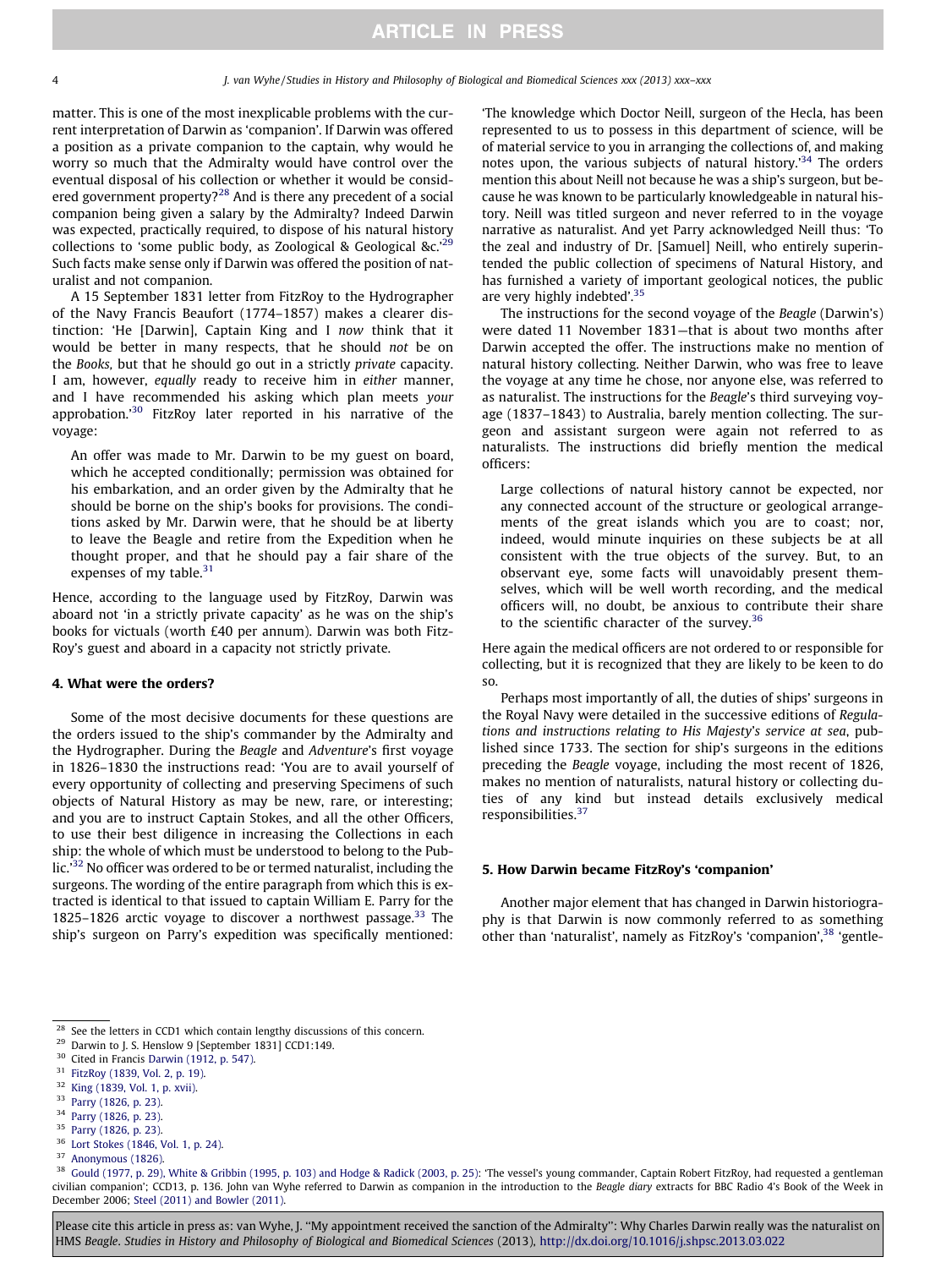matter. This is one of the most inexplicable problems with the current interpretation of Darwin as 'companion'. If Darwin was offered a position as a private companion to the captain, why would he worry so much that the Admiralty would have control over the eventual disposal of his collection or whether it would be considered government property?[28] And is there any precedent of a social companion being given a salary by the Admiralty? Indeed Darwin was expected, practically required, to dispose of his natural history collections to 'some public body, as Zoological & Geological &c.'[29] Such facts make sense only if Darwin was offered the position of naturalist and not companion.

A 15 September 1831 letter from FitzRoy to the Hydrographer of the Navy Francis Beaufort (1774–1857) makes a clearer distinction: 'He [Darwin], Captain King and I *now* think that it would be better in many respects, that he should *not* be on the *Books*, but that he should go out in a strictly *private* capacity. I am, however, *equally* ready to receive him in *either* manner, and I have recommended his asking which plan meets *your* approbation.'[30] FitzRoy later reported in his narrative of the voyage:

> An offer was made to Mr. Darwin to be my guest on board, which he accepted conditionally; permission was obtained for his embarkation, and an order given by the Admiralty that he should be borne on the ship's books for provisions. The conditions asked by Mr. Darwin were, that he should be at liberty to leave the Beagle and retire from the Expedition when he thought proper, and that he should pay a fair share of the expenses of my table.[31]

Hence, according to the language used by FitzRoy, Darwin was aboard not 'in a strictly private capacity' as he was on the ship's books for victuals (worth £40 per annum). Darwin was both FitzRoy's guest and aboard in a capacity not strictly private.

## 4. What were the orders?

Some of the most decisive documents for these questions are the orders issued to the ship's commander by the Admiralty and the Hydrographer. During the *Beagle* and *Adventure*'s first voyage in 1826–1830 the instructions read: 'You are to avail yourself of every opportunity of collecting and preserving Specimens of such objects of Natural History as may be new, rare, or interesting; and you are to instruct Captain Stokes, and all the other Officers, to use their best diligence in increasing the Collections in each ship: the whole of which must be understood to belong to the Public.'[32] No officer was ordered to be or termed naturalist, including the surgeons. The wording of the entire paragraph from which this is extracted is identical to that issued to captain William E. Parry for the 1825–1826 arctic voyage to discover a northwest passage.[33] The ship's surgeon on Parry's expedition was specifically mentioned: 'The knowledge which Doctor Neill, surgeon of the Hecla, has been represented to us to possess in this department of science, will be of material service to you in arranging the collections of, and making notes upon, the various subjects of natural history.'[34] The orders mention this about Neill not because he was a ship's surgeon, but because he was known to be particularly knowledgeable in natural history. Neill was titled surgeon and never referred to in the voyage narrative as naturalist. And yet Parry acknowledged Neill thus: 'To the zeal and industry of Dr. [Samuel] Neill, who entirely superintended the public collection of specimens of Natural History, and has furnished a variety of important geological notices, the public are very highly indebted'.[35]

The instructions for the second voyage of the *Beagle* (Darwin's) were dated 11 November 1831—that is about two months after Darwin accepted the offer. The instructions make no mention of natural history collecting. Neither Darwin, who was free to leave the voyage at any time he chose, nor anyone else, was referred to as naturalist. The instructions for the *Beagle*'s third surveying voyage (1837–1843) to Australia, barely mention collecting. The surgeon and assistant surgeon were again not referred to as naturalists. The instructions did briefly mention the medical officers:

> Large collections of natural history cannot be expected, nor any connected account of the structure or geological arrangements of the great islands which you are to coast; nor, indeed, would minute inquiries on these subjects be at all consistent with the true objects of the survey. But, to an observant eye, some facts will unavoidably present themselves, which will be well worth recording, and the medical officers will, no doubt, be anxious to contribute their share to the scientific character of the survey.[36]

Here again the medical officers are not ordered to or responsible for collecting, but it is recognized that they are likely to be keen to do so.

Perhaps most importantly of all, the duties of ships' surgeons in the Royal Navy were detailed in the successive editions of *Regulations and instructions relating to His Majesty's service at sea*, published since 1733. The section for ship's surgeons in the editions preceding the *Beagle* voyage, including the most recent of 1826, makes no mention of naturalists, natural history or collecting duties of any kind but instead details exclusively medical responsibilities.[37]

## 5. How Darwin became FitzRoy's 'companion'

Another major element that has changed in Darwin historiography is that Darwin is now commonly referred to as something other than 'naturalist', namely as FitzRoy's 'companion',[38] 'gentle-

---

[28] See the letters in CCD1 which contain lengthy discussions of this concern.

[29] Darwin to J. S. Henslow 9 [September 1831] CCD1:149.

[30] Cited in Francis Darwin (1912, p. 547).

[31] FitzRoy (1839, Vol. 2, p. 19).

[32] King (1839, Vol. 1, p. xvii).

[33] Parry (1826, p. 23).

[34] Parry (1826, p. 23).

[35] Parry (1826, p. 23).

[36] Lort Stokes (1846, Vol. 1, p. 24).

[37] Anonymous (1826).

[38] Gould (1977, p. 29), White & Gribbin (1995, p. 103) and Hodge & Radick (2003, p. 25): 'The vessel's young commander, Captain Robert FitzRoy, had requested a gentleman civilian companion'; CCD13, p. 136. John van Wyhe referred to Darwin as companion in the introduction to the *Beagle diary* extracts for BBC Radio 4's Book of the Week in December 2006; Steel (2011) and Bowler (2011).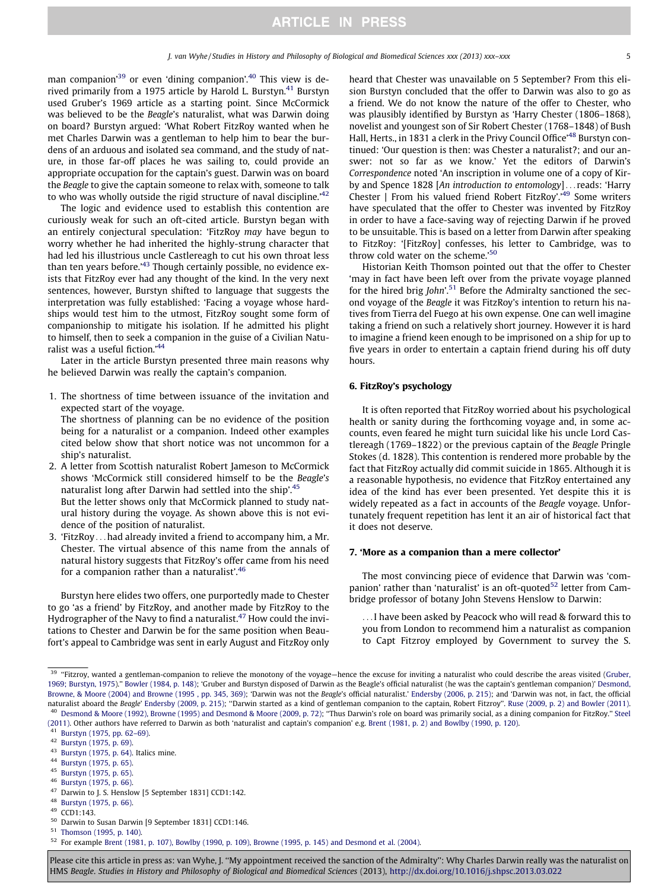man companion'[39] or even 'dining companion'.[40] This view is derived primarily from a 1975 article by Harold L. Burstyn.[41] Burstyn used Gruber's 1969 article as a starting point. Since McCormick was believed to be the *Beagle*'s naturalist, what was Darwin doing on board? Burstyn argued: 'What Robert FitzRoy wanted when he met Charles Darwin was a gentleman to help him to bear the burdens of an arduous and isolated sea command, and the study of nature, in those far-off places he was sailing to, could provide an appropriate occupation for the captain's guest. Darwin was on board the *Beagle* to give the captain someone to relax with, someone to talk to who was wholly outside the rigid structure of naval discipline.'[42]

The logic and evidence used to establish this contention are curiously weak for such an oft-cited article. Burstyn began with an entirely conjectural speculation: 'FitzRoy *may* have begun to worry whether he had inherited the highly-strung character that had led his illustrious uncle Castlereagh to cut his own throat less than ten years before.'[43] Though certainly possible, no evidence exists that FitzRoy ever had any thought of the kind. In the very next sentences, however, Burstyn shifted to language that suggests the interpretation was fully established: 'Facing a voyage whose hardships would test him to the utmost, FitzRoy sought some form of companionship to mitigate his isolation. If he admitted his plight to himself, then to seek a companion in the guise of a Civilian Naturalist was a useful fiction.'[44]

Later in the article Burstyn presented three main reasons why he believed Darwin was really the captain's companion.

1. The shortness of time between issuance of the invitation and expected start of the voyage.
   The shortness of planning can be no evidence of the position being for a naturalist or a companion. Indeed other examples cited below show that short notice was not uncommon for a ship's naturalist.
2. A letter from Scottish naturalist Robert Jameson to McCormick shows 'McCormick still considered himself to be the *Beagle*'s naturalist long after Darwin had settled into the ship'.[45]
   But the letter shows only that McCormick planned to study natural history during the voyage. As shown above this is not evidence of the position of naturalist.
3. 'FitzRoy...had already invited a friend to accompany him, a Mr. Chester. The virtual absence of this name from the annals of natural history suggests that FitzRoy's offer came from his need for a companion rather than a naturalist'.[46]

Burstyn here elides two offers, one purportedly made to Chester to go 'as a friend' by FitzRoy, and another made by FitzRoy to the Hydrographer of the Navy to find a naturalist.[47] How could the invitations to Chester and Darwin be for the same position when Beaufort's appeal to Cambridge was sent in early August and FitzRoy only heard that Chester was unavailable on 5 September? From this elision Burstyn concluded that the offer to Darwin was also to go as a friend. We do not know the nature of the offer to Chester, who was plausibly identified by Burstyn as 'Harry Chester (1806–1868), novelist and youngest son of Sir Robert Chester (1768–1848) of Bush Hall, Herts., in 1831 a clerk in the Privy Council Office'[48] Burstyn continued: 'Our question is then: was Chester a naturalist?; and our answer: not so far as we know.' Yet the editors of Darwin's *Correspondence* noted 'An inscription in volume one of a copy of Kirby and Spence 1828 [*An introduction to entomology*]...reads: 'Harry Chester | From his valued friend Robert FitzRoy'.'[49] Some writers have speculated that the offer to Chester was invented by FitzRoy in order to have a face-saving way of rejecting Darwin if he proved to be unsuitable. This is based on a letter from Darwin after speaking to FitzRoy: '[FitzRoy] confesses, his letter to Cambridge, was to throw cold water on the scheme.'[50]

Historian Keith Thomson pointed out that the offer to Chester 'may in fact have been left over from the private voyage planned for the hired brig *John*'.[51] Before the Admiralty sanctioned the second voyage of the *Beagle* it was FitzRoy's intention to return his natives from Tierra del Fuego at his own expense. One can well imagine taking a friend on such a relatively short journey. However it is hard to imagine a friend keen enough to be imprisoned on a ship for up to five years in order to entertain a captain friend during his off duty hours.

## 6. FitzRoy's psychology

It is often reported that FitzRoy worried about his psychological health or sanity during the forthcoming voyage and, in some accounts, even feared he might turn suicidal like his uncle Lord Castlereagh (1769–1822) or the previous captain of the *Beagle* Pringle Stokes (d. 1828). This contention is rendered more probable by the fact that FitzRoy actually did commit suicide in 1865. Although it is a reasonable hypothesis, no evidence that FitzRoy entertained any idea of the kind has ever been presented. Yet despite this it is widely repeated as a fact in accounts of the *Beagle* voyage. Unfortunately frequent repetition has lent it an air of historical fact that it does not deserve.

## 7. 'More as a companion than a mere collector'

The most convincing piece of evidence that Darwin was 'companion' rather than 'naturalist' is an oft-quoted[52] letter from Cambridge professor of botany John Stevens Henslow to Darwin:

> ...I have been asked by Peacock who will read & forward this to you from London to recommend him a naturalist as companion to Capt Fitzroy employed by Government to survey the S.

---

[39] "Fitzroy, wanted a gentleman-companion to relieve the monotony of the voyage—hence the excuse for inviting a naturalist who could describe the areas visited (Gruber, 1969; Burstyn, 1975)." Bowler (1984, p. 148); 'Gruber and Burstyn disposed of Darwin as the Beagle's official naturalist (he was the captain's gentleman companion)' Desmond, Browne, & Moore (2004) and Browne (1995 , pp. 345, 369); 'Darwin was not the *Beagle*'s official naturalist.' Endersby (2006, p. 215); and 'Darwin was not, in fact, the official naturalist aboard the *Beagle*' Endersby (2009, p. 215); "Darwin started as a kind of gentleman companion to the captain, Robert Fitzroy". Ruse (2009, p. 2) and Bowler (2011).

[40] Desmond & Moore (1992), Browne (1995) and Desmond & Moore (2009, p. 72); "Thus Darwin's role on board was primarily social, as a dining companion for FitzRoy." Steel (2011). Other authors have referred to Darwin as both 'naturalist and captain's companion' e.g. Brent (1981, p. 2) and Bowlby (1990, p. 120).

[41] Burstyn (1975, pp. 62–69).

[42] Burstyn (1975, p. 69).

[43] Burstyn (1975, p. 64). Italics mine.

[44] Burstyn (1975, p. 65).

[45] Burstyn (1975, p. 65).

[46] Burstyn (1975, p. 66).

[47] Darwin to J. S. Henslow [5 September 1831] CCD1:142.

[48] Burstyn (1975, p. 66).

[49] CCD1:143.

[50] Darwin to Susan Darwin [9 September 1831] CCD1:146.

[51] Thomson (1995, p. 140).

[52] For example Brent (1981, p. 107), Bowlby (1990, p. 109), Browne (1995, p. 145) and Desmond et al. (2004).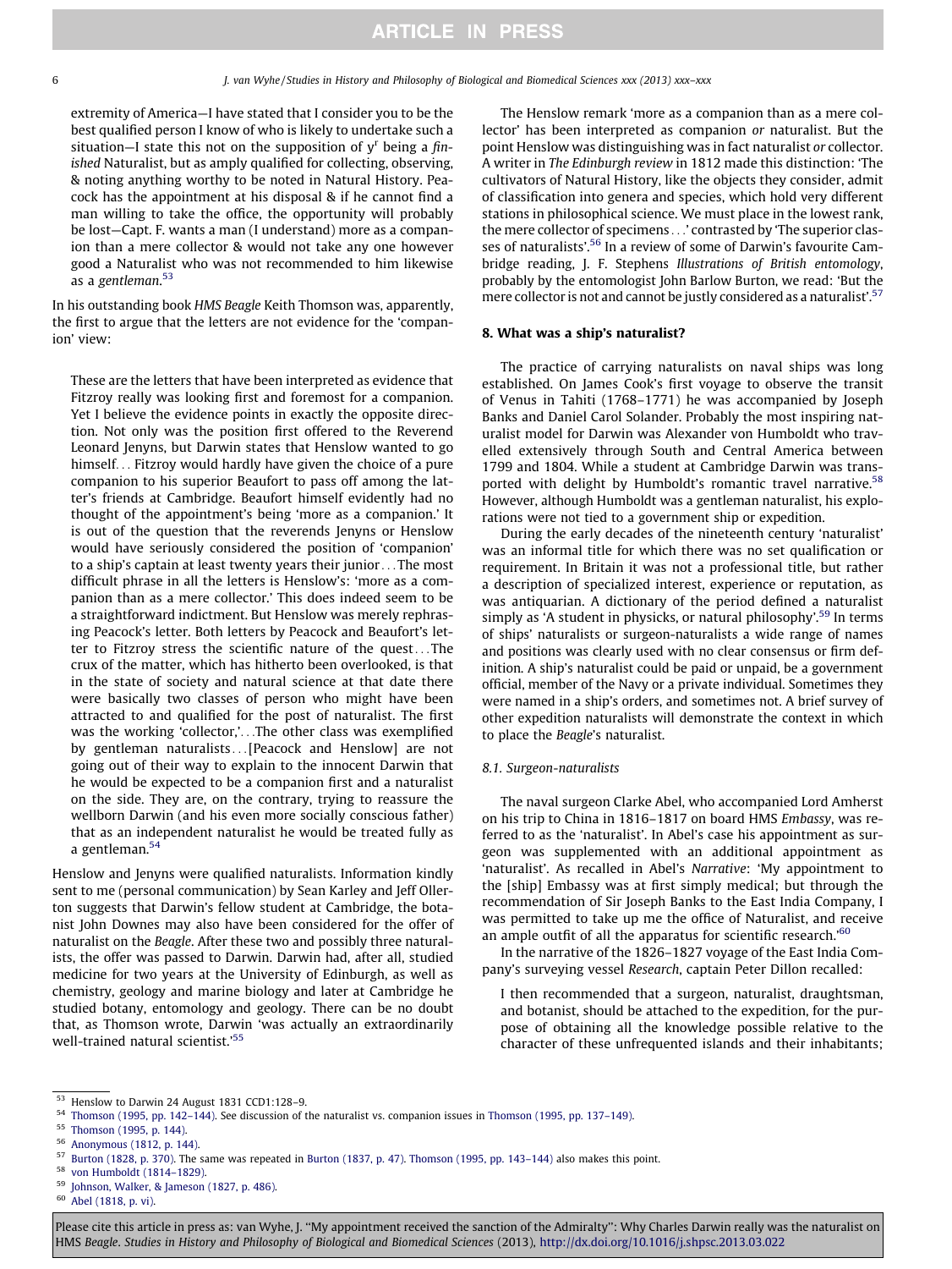extremity of America—I have stated that I consider you to be the best qualified person I know of who is likely to undertake such a situation—I state this not on the supposition of y^r being a *finished* Naturalist, but as amply qualified for collecting, observing, & noting anything worthy to be noted in Natural History. Peacock has the appointment at his disposal & if he cannot find a man willing to take the office, the opportunity will probably be lost—Capt. F. wants a man (I understand) more as a companion than a mere collector & would not take any one however good a Naturalist who was not recommended to him likewise as a *gentleman*.[53]

In his outstanding book *HMS Beagle* Keith Thomson was, apparently, the first to argue that the letters are not evidence for the 'companion' view:

> These are the letters that have been interpreted as evidence that Fitzroy really was looking first and foremost for a companion. Yet I believe the evidence points in exactly the opposite direction. Not only was the position first offered to the Reverend Leonard Jenyns, but Darwin states that Henslow wanted to go himself... Fitzroy would hardly have given the choice of a pure companion to his superior Beaufort to pass off among the latter's friends at Cambridge. Beaufort himself evidently had no thought of the appointment's being 'more as a companion.' It is out of the question that the reverends Jenyns or Henslow would have seriously considered the position of 'companion' to a ship's captain at least twenty years their junior...The most difficult phrase in all the letters is Henslow's: 'more as a companion than as a mere collector.' This does indeed seem to be a straightforward indictment. But Henslow was merely rephrasing Peacock's letter. Both letters by Peacock and Beaufort's letter to Fitzroy stress the scientific nature of the quest...The crux of the matter, which has hitherto been overlooked, is that in the state of society and natural science at that date there were basically two classes of person who might have been attracted to and qualified for the post of naturalist. The first was the working 'collector,'...The other class was exemplified by gentleman naturalists...[Peacock and Henslow] are not going out of their way to explain to the innocent Darwin that he would be expected to be a companion first and a naturalist on the side. They are, on the contrary, trying to reassure the wellborn Darwin (and his even more socially conscious father) that as an independent naturalist he would be treated fully as a gentleman.[54]

Henslow and Jenyns were qualified naturalists. Information kindly sent to me (personal communication) by Sean Karley and Jeff Ollerton suggests that Darwin's fellow student at Cambridge, the botanist John Downes may also have been considered for the offer of naturalist on the *Beagle*. After these two and possibly three naturalists, the offer was passed to Darwin. Darwin had, after all, studied medicine for two years at the University of Edinburgh, as well as chemistry, geology and marine biology and later at Cambridge he studied botany, entomology and geology. There can be no doubt that, as Thomson wrote, Darwin 'was actually an extraordinarily well-trained natural scientist.'[55]

The Henslow remark 'more as a companion than as a mere collector' has been interpreted as companion *or* naturalist. But the point Henslow was distinguishing was in fact naturalist *or* collector. A writer in *The Edinburgh review* in 1812 made this distinction: 'The cultivators of Natural History, like the objects they consider, admit of classification into genera and species, which hold very different stations in philosophical science. We must place in the lowest rank, the mere collector of specimens...' contrasted by 'The superior classes of naturalists'.[56] In a review of some of Darwin's favourite Cambridge reading, J. F. Stephens *Illustrations of British entomology*, probably by the entomologist John Barlow Burton, we read: 'But the mere collector is not and cannot be justly considered as a naturalist'.[57]

## 8. What was a ship's naturalist?

The practice of carrying naturalists on naval ships was long established. On James Cook's first voyage to observe the transit of Venus in Tahiti (1768–1771) he was accompanied by Joseph Banks and Daniel Carol Solander. Probably the most inspiring naturalist model for Darwin was Alexander von Humboldt who travelled extensively through South and Central America between 1799 and 1804. While a student at Cambridge Darwin was transported with delight by Humboldt's romantic travel narrative.[58] However, although Humboldt was a gentleman naturalist, his explorations were not tied to a government ship or expedition.

During the early decades of the nineteenth century 'naturalist' was an informal title for which there was no set qualification or requirement. In Britain it was not a professional title, but rather a description of specialized interest, experience or reputation, as was antiquarian. A dictionary of the period defined a naturalist simply as 'A student in physicks, or natural philosophy'.[59] In terms of ships' naturalists or surgeon-naturalists a wide range of names and positions was clearly used with no clear consensus or firm definition. A ship's naturalist could be paid or unpaid, be a government official, member of the Navy or a private individual. Sometimes they were named in a ship's orders, and sometimes not. A brief survey of other expedition naturalists will demonstrate the context in which to place the *Beagle*'s naturalist.

### 8.1. Surgeon-naturalists

The naval surgeon Clarke Abel, who accompanied Lord Amherst on his trip to China in 1816–1817 on board HMS *Embassy*, was referred to as the 'naturalist'. In Abel's case his appointment as surgeon was supplemented with an additional appointment as 'naturalist'. As recalled in Abel's *Narrative*: 'My appointment to the [ship] Embassy was at first simply medical; but through the recommendation of Sir Joseph Banks to the East India Company, I was permitted to take up me the office of Naturalist, and receive an ample outfit of all the apparatus for scientific research.'[60]

In the narrative of the 1826–1827 voyage of the East India Company's surveying vessel *Research*, captain Peter Dillon recalled:

> I then recommended that a surgeon, naturalist, draughtsman, and botanist, should be attached to the expedition, for the purpose of obtaining all the knowledge possible relative to the character of these unfrequented islands and their inhabitants;

---

[53] Henslow to Darwin 24 August 1831 CCD1:128–9.

[54] Thomson (1995, pp. 142–144). See discussion of the naturalist vs. companion issues in Thomson (1995, pp. 137–149).

[55] Thomson (1995, p. 144).

[56] Anonymous (1812, p. 144).

[57] Burton (1828, p. 370). The same was repeated in Burton (1837, p. 47). Thomson (1995, pp. 143–144) also makes this point.

[58] von Humboldt (1814–1829).

[59] Johnson, Walker, & Jameson (1827, p. 486).

[60] Abel (1818, p. vi).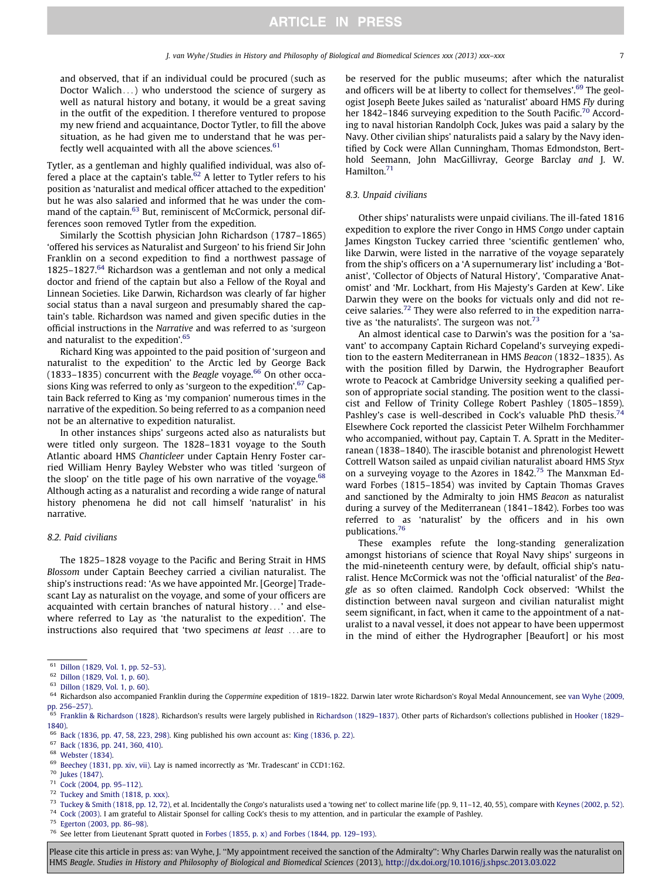> and observed, that if an individual could be procured (such as Doctor Walich…) who understood the science of surgery as well as natural history and botany, it would be a great saving in the outfit of the expedition. I therefore ventured to propose my new friend and acquaintance, Doctor Tytler, to fill the above situation, as he had given me to understand that he was perfectly well acquainted with all the above sciences.[61]

Tytler, as a gentleman and highly qualified individual, was also offered a place at the captain's table.[62] A letter to Tytler refers to his position as 'naturalist and medical officer attached to the expedition' but he was also salaried and informed that he was under the command of the captain.[63] But, reminiscent of McCormick, personal differences soon removed Tytler from the expedition.

Similarly the Scottish physician John Richardson (1787–1865) 'offered his services as Naturalist and Surgeon' to his friend Sir John Franklin on a second expedition to find a northwest passage of 1825–1827.[64] Richardson was a gentleman and not only a medical doctor and friend of the captain but also a Fellow of the Royal and Linnean Societies. Like Darwin, Richardson was clearly of far higher social status than a naval surgeon and presumably shared the captain's table. Richardson was named and given specific duties in the official instructions in the *Narrative* and was referred to as 'surgeon and naturalist to the expedition'.[65]

Richard King was appointed to the paid position of 'surgeon and naturalist to the expedition' to the Arctic led by George Back (1833–1835) concurrent with the *Beagle* voyage.[66] On other occasions King was referred to only as 'surgeon to the expedition'.[67] Captain Back referred to King as 'my companion' numerous times in the narrative of the expedition. So being referred to as a companion need not be an alternative to expedition naturalist.

In other instances ships' surgeons acted also as naturalists but were titled only surgeon. The 1828–1831 voyage to the South Atlantic aboard HMS *Chanticleer* under Captain Henry Foster carried William Henry Bayley Webster who was titled 'surgeon of the sloop' on the title page of his own narrative of the voyage.[68] Although acting as a naturalist and recording a wide range of natural history phenomena he did not call himself 'naturalist' in his narrative.

### 8.2. Paid civilians

The 1825–1828 voyage to the Pacific and Bering Strait in HMS *Blossom* under Captain Beechey carried a civilian naturalist. The ship's instructions read: 'As we have appointed Mr. [George] Tradescant Lay as naturalist on the voyage, and some of your officers are acquainted with certain branches of natural history…' and elsewhere referred to Lay as 'the naturalist to the expedition'. The instructions also required that 'two specimens *at least* …are to be reserved for the public museums; after which the naturalist and officers will be at liberty to collect for themselves'.[69] The geologist Joseph Beete Jukes sailed as 'naturalist' aboard HMS *Fly* during her 1842–1846 surveying expedition to the South Pacific.[70] According to naval historian Randolph Cock, Jukes was paid a salary by the Navy. Other civilian ships' naturalists paid a salary by the Navy identified by Cock were Allan Cunningham, Thomas Edmondston, Berthold Seemann, John MacGillivray, George Barclay *and* J. W. Hamilton.[71]

### 8.3. Unpaid civilians

Other ships' naturalists were unpaid civilians. The ill-fated 1816 expedition to explore the river Congo in HMS *Congo* under captain James Kingston Tuckey carried three 'scientific gentlemen' who, like Darwin, were listed in the narrative of the voyage separately from the ship's officers on a 'A supernumerary list' including a 'Botanist', 'Collector of Objects of Natural History', 'Comparative Anatomist' and 'Mr. Lockhart, from His Majesty's Garden at Kew'. Like Darwin they were on the books for victuals only and did not receive salaries.[72] They were also referred to in the expedition narrative as 'the naturalists'. The surgeon was not.[73]

An almost identical case to Darwin's was the position for a 'savant' to accompany Captain Richard Copeland's surveying expedition to the eastern Mediterranean in HMS *Beacon* (1832–1835). As with the position filled by Darwin, the Hydrographer Beaufort wrote to Peacock at Cambridge University seeking a qualified person of appropriate social standing. The position went to the classicist and Fellow of Trinity College Robert Pashley (1805–1859). Pashley's case is well-described in Cock's valuable PhD thesis.[74] Elsewhere Cock reported the classicist Peter Wilhelm Forchhammer who accompanied, without pay, Captain T. A. Spratt in the Mediterranean (1838–1840). The irascible botanist and phrenologist Hewett Cottrell Watson sailed as unpaid civilian naturalist aboard HMS *Styx* on a surveying voyage to the Azores in 1842.[75] The Manxman Edward Forbes (1815–1854) was invited by Captain Thomas Graves and sanctioned by the Admiralty to join HMS *Beacon* as naturalist during a survey of the Mediterranean (1841–1842). Forbes too was referred to as 'naturalist' by the officers and in his own publications.[76]

These examples refute the long-standing generalization amongst historians of science that Royal Navy ships' surgeons in the mid-nineteenth century were, by default, official ship's naturalist. Hence McCormick was not the 'official naturalist' of the *Beagle* as so often claimed. Randolph Cock observed: 'Whilst the distinction between naval surgeon and civilian naturalist might seem significant, in fact, when it came to the appointment of a naturalist to a naval vessel, it does not appear to have been uppermost in the mind of either the Hydrographer [Beaufort] or his most

---

[61] Dillon (1829, Vol. 1, pp. 52–53).

[62] Dillon (1829, Vol. 1, p. 60).

[63] Dillon (1829, Vol. 1, p. 60).

[64] Richardson also accompanied Franklin during the *Coppermine* expedition of 1819–1822. Darwin later wrote Richardson's Royal Medal Announcement, see van Wyhe (2009, pp. 256–257).

[65] Franklin & Richardson (1828). Richardson's results were largely published in Richardson (1829–1837). Other parts of Richardson's collections published in Hooker (1829–1840).

[66] Back (1836, pp. 47, 58, 223, 298). King published his own account as: King (1836, p. 22).

[67] Back (1836, pp. 241, 360, 410).

[68] Webster (1834).

[69] Beechey (1831, pp. xiv, vii). Lay is named incorrectly as 'Mr. Tradescant' in CCD1:162.

[70] Jukes (1847).

[71] Cock (2004, pp. 95–112).

[72] Tuckey and Smith (1818, p. xxx).

[73] Tuckey & Smith (1818, pp. 12, 72), et al. Incidentally the *Congo*'s naturalists used a 'towing net' to collect marine life (pp. 9, 11–12, 40, 55), compare with Keynes (2002, p. 52).

[74] Cock (2003). I am grateful to Alistair Sponsel for calling Cock's thesis to my attention, and in particular the example of Pashley.

[75] Egerton (2003, pp. 86–98).

[76] See letter from Lieutenant Spratt quoted in Forbes (1855, p. x) and Forbes (1844, pp. 129–193).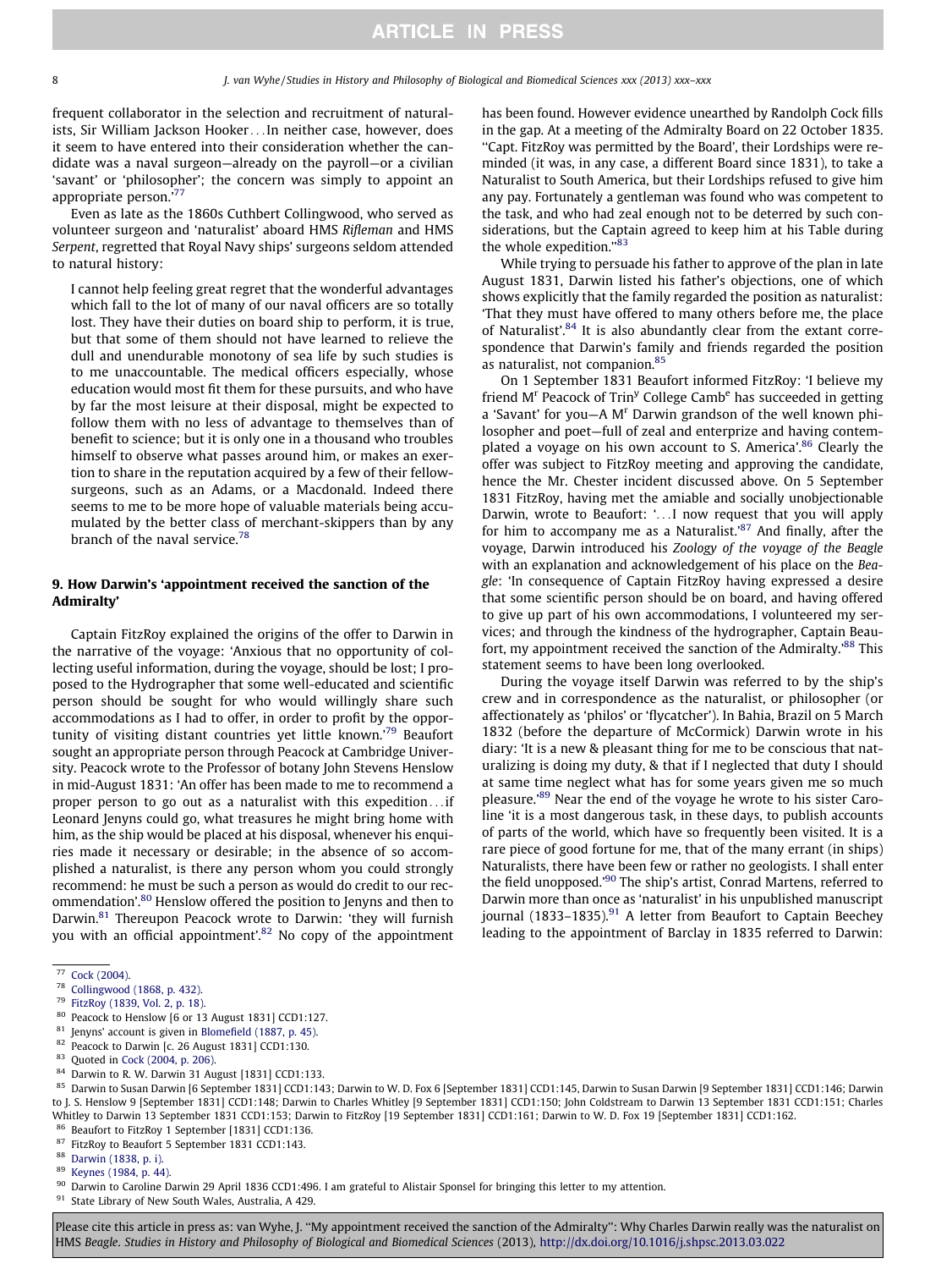frequent collaborator in the selection and recruitment of naturalists, Sir William Jackson Hooker…In neither case, however, does it seem to have entered into their consideration whether the candidate was a naval surgeon—already on the payroll—or a civilian 'savant' or 'philosopher'; the concern was simply to appoint an appropriate person.'[77]

Even as late as the 1860s Cuthbert Collingwood, who served as volunteer surgeon and 'naturalist' aboard HMS *Rifleman* and HMS *Serpent*, regretted that Royal Navy ships' surgeons seldom attended to natural history:

> I cannot help feeling great regret that the wonderful advantages which fall to the lot of many of our naval officers are so totally lost. They have their duties on board ship to perform, it is true, but that some of them should not have learned to relieve the dull and unendurable monotony of sea life by such studies is to me unaccountable. The medical officers especially, whose education would most fit them for these pursuits, and who have by far the most leisure at their disposal, might be expected to follow them with no less of advantage to themselves than of benefit to science; but it is only one in a thousand who troubles himself to observe what passes around him, or makes an exertion to share in the reputation acquired by a few of their fellow-surgeons, such as an Adams, or a Macdonald. Indeed there seems to me to be more hope of valuable materials being accumulated by the better class of merchant-skippers than by any branch of the naval service.[78]

## 9. How Darwin's 'appointment received the sanction of the Admiralty'

Captain FitzRoy explained the origins of the offer to Darwin in the narrative of the voyage: 'Anxious that no opportunity of collecting useful information, during the voyage, should be lost; I proposed to the Hydrographer that some well-educated and scientific person should be sought for who would willingly share such accommodations as I had to offer, in order to profit by the opportunity of visiting distant countries yet little known.'[79] Beaufort sought an appropriate person through Peacock at Cambridge University. Peacock wrote to the Professor of botany John Stevens Henslow in mid-August 1831: 'An offer has been made to me to recommend a proper person to go out as a naturalist with this expedition…if Leonard Jenyns could go, what treasures he might bring home with him, as the ship would be placed at his disposal, whenever his enquiries made it necessary or desirable; in the absence of so accomplished a naturalist, is there any person whom you could strongly recommend: he must be such a person as would do credit to our recommendation'.[80] Henslow offered the position to Jenyns and then to Darwin.[81] Thereupon Peacock wrote to Darwin: 'they will furnish you with an official appointment'.[82] No copy of the appointment has been found. However evidence unearthed by Randolph Cock fills in the gap. At a meeting of the Admiralty Board on 22 October 1835. "Capt. FitzRoy was permitted by the Board', their Lordships were reminded (it was, in any case, a different Board since 1831), to take a Naturalist to South America, but their Lordships refused to give him any pay. Fortunately a gentleman was found who was competent to the task, and who had zeal enough not to be deterred by such considerations, but the Captain agreed to keep him at his Table during the whole expedition."[83]

While trying to persuade his father to approve of the plan in late August 1831, Darwin listed his father's objections, one of which shows explicitly that the family regarded the position as naturalist: 'That they must have offered to many others before me, the place of Naturalist'.[84] It is also abundantly clear from the extant correspondence that Darwin's family and friends regarded the position as naturalist, not companion.[85]

On 1 September 1831 Beaufort informed FitzRoy: 'I believe my friend M^r Peacock of Trin^y College Camb^e has succeeded in getting a 'Savant' for you—A M^r Darwin grandson of the well known philosopher and poet—full of zeal and enterprize and having contemplated a voyage on his own account to S. America'.[86] Clearly the offer was subject to FitzRoy meeting and approving the candidate, hence the Mr. Chester incident discussed above. On 5 September 1831 FitzRoy, having met the amiable and socially unobjectionable Darwin, wrote to Beaufort: '…I now request that you will apply for him to accompany me as a Naturalist.'[87] And finally, after the voyage, Darwin introduced his *Zoology of the voyage of the Beagle* with an explanation and acknowledgement of his place on the *Beagle*: 'In consequence of Captain FitzRoy having expressed a desire that some scientific person should be on board, and having offered to give up part of his own accommodations, I volunteered my services; and through the kindness of the hydrographer, Captain Beaufort, my appointment received the sanction of the Admiralty.'[88] This statement seems to have been long overlooked.

During the voyage itself Darwin was referred to by the ship's crew and in correspondence as the naturalist, or philosopher (or affectionately as 'philos' or 'flycatcher'). In Bahia, Brazil on 5 March 1832 (before the departure of McCormick) Darwin wrote in his diary: 'It is a new & pleasant thing for me to be conscious that naturalizing is doing my duty, & that if I neglected that duty I should at same time neglect what has for some years given me so much pleasure.'[89] Near the end of the voyage he wrote to his sister Caroline 'it is a most dangerous task, in these days, to publish accounts of parts of the world, which have so frequently been visited. It is a rare piece of good fortune for me, that of the many errant (in ships) Naturalists, there have been few or rather no geologists. I shall enter the field unopposed.'[90] The ship's artist, Conrad Martens, referred to Darwin more than once as 'naturalist' in his unpublished manuscript journal (1833–1835).[91] A letter from Beaufort to Captain Beechey leading to the appointment of Barclay in 1835 referred to Darwin:

---

[77] Cock (2004).
[78] Collingwood (1868, p. 432).
[79] FitzRoy (1839, Vol. 2, p. 18).
[80] Peacock to Henslow [6 or 13 August 1831] CCD1:127.
[81] Jenyns' account is given in Blomefield (1887, p. 45).
[82] Peacock to Darwin [c. 26 August 1831] CCD1:130.
[83] Quoted in Cock (2004, p. 206).
[84] Darwin to R. W. Darwin 31 August [1831] CCD1:133.
[85] Darwin to Susan Darwin [6 September 1831] CCD1:143; Darwin to W. D. Fox 6 [September 1831] CCD1:145, Darwin to Susan Darwin [9 September 1831] CCD1:146; Darwin to J. S. Henslow 9 [September 1831] CCD1:148; Darwin to Charles Whitley [9 September 1831] CCD1:150; John Coldstream to Darwin 13 September 1831 CCD1:151; Charles Whitley to Darwin 13 September 1831 CCD1:153; Darwin to FitzRoy [19 September 1831] CCD1:161; Darwin to W. D. Fox 19 [September 1831] CCD1:162.
[86] Beaufort to FitzRoy 1 September [1831] CCD1:136.
[87] FitzRoy to Beaufort 5 September 1831 CCD1:143.
[88] Darwin (1838, p. i).
[89] Keynes (1984, p. 44).
[90] Darwin to Caroline Darwin 29 April 1836 CCD1:496. I am grateful to Alistair Sponsel for bringing this letter to my attention.
[91] State Library of New South Wales, Australia, A 429.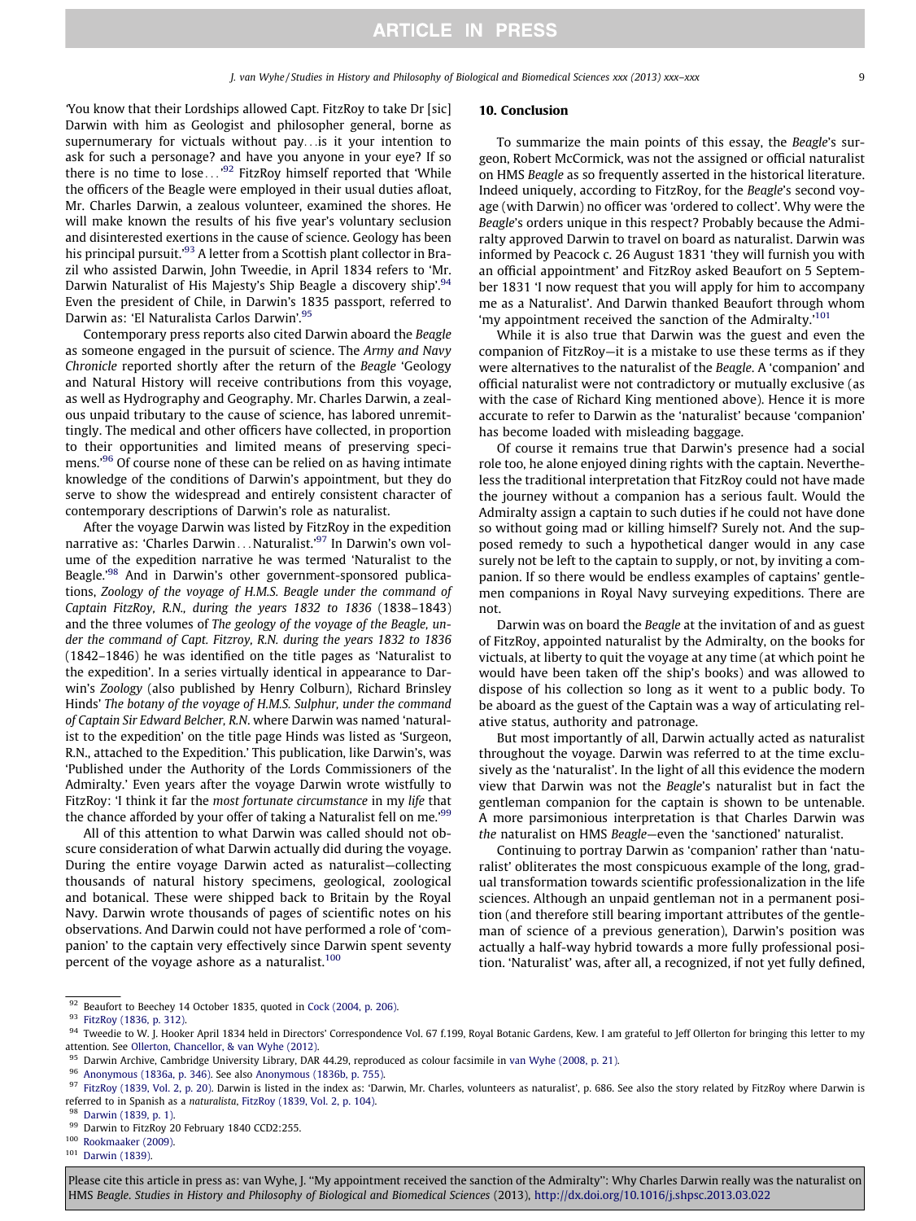'You know that their Lordships allowed Capt. FitzRoy to take Dr [sic] Darwin with him as Geologist and philosopher general, borne as supernumerary for victuals without pay…is it your intention to ask for such a personage? and have you anyone in your eye? If so there is no time to lose…'[92] FitzRoy himself reported that 'While the officers of the Beagle were employed in their usual duties afloat, Mr. Charles Darwin, a zealous volunteer, examined the shores. He will make known the results of his five year's voluntary seclusion and disinterested exertions in the cause of science. Geology has been his principal pursuit.'[93] A letter from a Scottish plant collector in Brazil who assisted Darwin, John Tweedie, in April 1834 refers to 'Mr. Darwin Naturalist of His Majesty's Ship Beagle a discovery ship'.[94] Even the president of Chile, in Darwin's 1835 passport, referred to Darwin as: 'El Naturalista Carlos Darwin'.[95]

Contemporary press reports also cited Darwin aboard the *Beagle* as someone engaged in the pursuit of science. The *Army and Navy Chronicle* reported shortly after the return of the *Beagle* 'Geology and Natural History will receive contributions from this voyage, as well as Hydrography and Geography. Mr. Charles Darwin, a zealous unpaid tributary to the cause of science, has labored unremittingly. The medical and other officers have collected, in proportion to their opportunities and limited means of preserving specimens.'[96] Of course none of these can be relied on as having intimate knowledge of the conditions of Darwin's appointment, but they do serve to show the widespread and entirely consistent character of contemporary descriptions of Darwin's role as naturalist.

After the voyage Darwin was listed by FitzRoy in the expedition narrative as: 'Charles Darwin…Naturalist.'[97] In Darwin's own volume of the expedition narrative he was termed 'Naturalist to the Beagle.'[98] And in Darwin's other government-sponsored publications, *Zoology of the voyage of H.M.S. Beagle under the command of Captain FitzRoy, R.N., during the years 1832 to 1836* (1838–1843) and the three volumes of *The geology of the voyage of the Beagle, under the command of Capt. Fitzroy, R.N. during the years 1832 to 1836* (1842–1846) he was identified on the title pages as 'Naturalist to the expedition'. In a series virtually identical in appearance to Darwin's *Zoology* (also published by Henry Colburn), Richard Brinsley Hinds' *The botany of the voyage of H.M.S. Sulphur, under the command of Captain Sir Edward Belcher, R.N.* where Darwin was named 'naturalist to the expedition' on the title page Hinds was listed as 'Surgeon, R.N., attached to the Expedition.' This publication, like Darwin's, was 'Published under the Authority of the Lords Commissioners of the Admiralty.' Even years after the voyage Darwin wrote wistfully to FitzRoy: 'I think it far the *most fortunate circumstance* in my *life* that the chance afforded by your offer of taking a Naturalist fell on me.'[99]

All of this attention to what Darwin was called should not obscure consideration of what Darwin actually did during the voyage. During the entire voyage Darwin acted as naturalist—collecting thousands of natural history specimens, geological, zoological and botanical. These were shipped back to Britain by the Royal Navy. Darwin wrote thousands of pages of scientific notes on his observations. And Darwin could not have performed a role of 'companion' to the captain very effectively since Darwin spent seventy percent of the voyage ashore as a naturalist.[100]

## 10. Conclusion

To summarize the main points of this essay, the *Beagle*'s surgeon, Robert McCormick, was not the assigned or official naturalist on HMS *Beagle* as so frequently asserted in the historical literature. Indeed uniquely, according to FitzRoy, for the *Beagle*'s second voyage (with Darwin) no officer was 'ordered to collect'. Why were the *Beagle*'s orders unique in this respect? Probably because the Admiralty approved Darwin to travel on board as naturalist. Darwin was informed by Peacock c. 26 August 1831 'they will furnish you with an official appointment' and FitzRoy asked Beaufort on 5 September 1831 'I now request that you will apply for him to accompany me as a Naturalist'. And Darwin thanked Beaufort through whom 'my appointment received the sanction of the Admiralty.'[101]

While it is also true that Darwin was the guest and even the companion of FitzRoy—it is a mistake to use these terms as if they were alternatives to the naturalist of the *Beagle*. A 'companion' and official naturalist were not contradictory or mutually exclusive (as with the case of Richard King mentioned above). Hence it is more accurate to refer to Darwin as the 'naturalist' because 'companion' has become loaded with misleading baggage.

Of course it remains true that Darwin's presence had a social role too, he alone enjoyed dining rights with the captain. Nevertheless the traditional interpretation that FitzRoy could not have made the journey without a companion has a serious fault. Would the Admiralty assign a captain to such duties if he could not have done so without going mad or killing himself? Surely not. And the supposed remedy to such a hypothetical danger would in any case surely not be left to the captain to supply, or not, by inviting a companion. If so there would be endless examples of captains' gentlemen companions in Royal Navy surveying expeditions. There are not.

Darwin was on board the *Beagle* at the invitation of and as guest of FitzRoy, appointed naturalist by the Admiralty, on the books for victuals, at liberty to quit the voyage at any time (at which point he would have been taken off the ship's books) and was allowed to dispose of his collection so long as it went to a public body. To be aboard as the guest of the Captain was a way of articulating relative status, authority and patronage.

But most importantly of all, Darwin actually acted as naturalist throughout the voyage. Darwin was referred to at the time exclusively as the 'naturalist'. In the light of all this evidence the modern view that Darwin was not the *Beagle*'s naturalist but in fact the gentleman companion for the captain is shown to be untenable. A more parsimonious interpretation is that Charles Darwin was *the* naturalist on HMS *Beagle*—even the 'sanctioned' naturalist.

Continuing to portray Darwin as 'companion' rather than 'naturalist' obliterates the most conspicuous example of the long, gradual transformation towards scientific professionalization in the life sciences. Although an unpaid gentleman not in a permanent position (and therefore still bearing important attributes of the gentleman of science of a previous generation), Darwin's position was actually a half-way hybrid towards a more fully professional position. 'Naturalist' was, after all, a recognized, if not yet fully defined,

---

[92] Beaufort to Beechey 14 October 1835, quoted in Cock (2004, p. 206).

[93] FitzRoy (1836, p. 312).

[94] Tweedie to W. J. Hooker April 1834 held in Directors' Correspondence Vol. 67 f.199, Royal Botanic Gardens, Kew. I am grateful to Jeff Ollerton for bringing this letter to my attention. See Ollerton, Chancellor, & van Wyhe (2012).

[95] Darwin Archive, Cambridge University Library, DAR 44.29, reproduced as colour facsimile in van Wyhe (2008, p. 21).

[96] Anonymous (1836a, p. 346). See also Anonymous (1836b, p. 755).

[97] FitzRoy (1839, Vol. 2, p. 20). Darwin is listed in the index as: 'Darwin, Mr. Charles, volunteers as naturalist', p. 686. See also the story related by FitzRoy where Darwin is referred to in Spanish as a *naturalista*, FitzRoy (1839, Vol. 2, p. 104).

[98] Darwin (1839, p. 1).

[99] Darwin to FitzRoy 20 February 1840 CCD2:255.

[100] Rookmaaker (2009).

[101] Darwin (1839).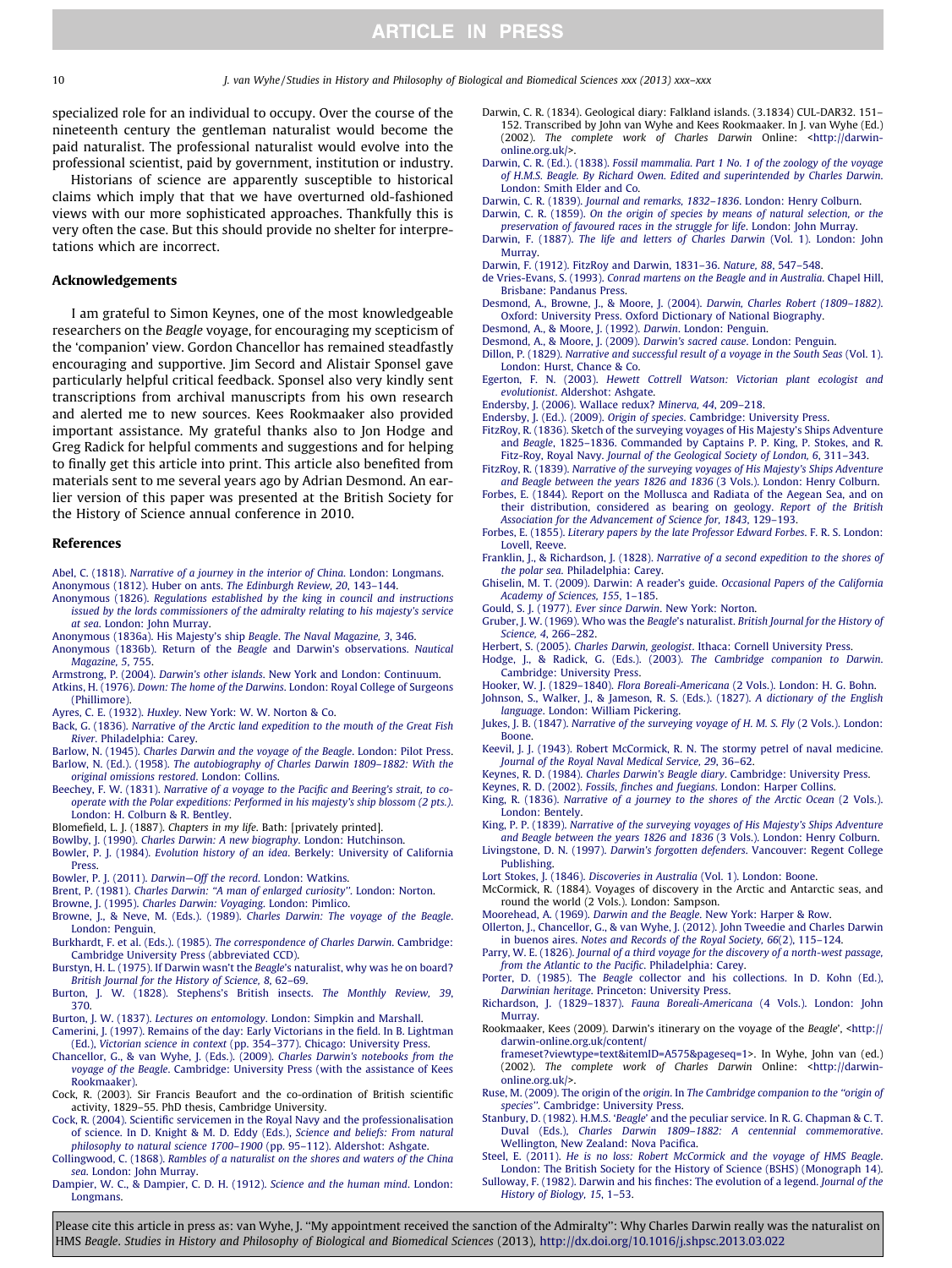specialized role for an individual to occupy. Over the course of the nineteenth century the gentleman naturalist would become the paid naturalist. The professional naturalist would evolve into the professional scientist, paid by government, institution or industry.

Historians of science are apparently susceptible to historical claims which imply that that we have overturned old-fashioned views with our more sophisticated approaches. Thankfully this is very often the case. But this should provide no shelter for interpretations which are incorrect.

## Acknowledgements

I am grateful to Simon Keynes, one of the most knowledgeable researchers on the *Beagle* voyage, for encouraging my scepticism of the 'companion' view. Gordon Chancellor has remained steadfastly encouraging and supportive. Jim Secord and Alistair Sponsel gave particularly helpful critical feedback. Sponsel also very kindly sent transcriptions from archival manuscripts from his own research and alerted me to new sources. Kees Rookmaaker also provided important assistance. My grateful thanks also to Jon Hodge and Greg Radick for helpful comments and suggestions and for helping to finally get this article into print. This article also benefited from materials sent to me several years ago by Adrian Desmond. An earlier version of this paper was presented at the British Society for the History of Science annual conference in 2010.

## References

Abel, C. (1818). *Narrative of a journey in the interior of China*. London: Longmans.

Anonymous (1812). Huber on ants. *The Edinburgh Review, 20*, 143–144.

Anonymous (1826). *Regulations established by the king in council and instructions issued by the lords commissioners of the admiralty relating to his majesty's service at sea*. London: John Murray.

Anonymous (1836a). His Majesty's ship *Beagle*. *The Naval Magazine, 3*, 346.

Anonymous (1836b). Return of the *Beagle* and Darwin's observations. *Nautical Magazine, 5*, 755.

Armstrong, P. (2004). *Darwin's other islands*. New York and London: Continuum.

Atkins, H. (1976). *Down: The home of the Darwins*. London: Royal College of Surgeons (Phillimore).

Ayres, C. E. (1932). *Huxley*. New York: W. W. Norton & Co.

Back, G. (1836). *Narrative of the Arctic land expedition to the mouth of the Great Fish River*. Philadelphia: Carey.

Barlow, N. (1945). *Charles Darwin and the voyage of the Beagle*. London: Pilot Press.

Barlow, N. (Ed.). (1958). *The autobiography of Charles Darwin 1809–1882: With the original omissions restored*. London: Collins.

Beechey, F. W. (1831). *Narrative of a voyage to the Pacific and Beering's strait, to co-operate with the Polar expeditions: Performed in his majesty's ship blossom (2 pts.)*. London: H. Colburn & R. Bentley.

Blomefield, L. J. (1887). *Chapters in my life*. Bath: [privately printed].

Bowlby, J. (1990). *Charles Darwin: A new biography*. London: Hutchinson.

Bowler, P. J. (1984). *Evolution history of an idea*. Berkely: University of California Press.

Bowler, P. J. (2011). *Darwin—Off the record*. London: Watkins.

Brent, P. (1981). *Charles Darwin: "A man of enlarged curiosity"*. London: Norton.

Browne, J. (1995). *Charles Darwin: Voyaging*. London: Pimlico.

Browne, J., & Neve, M. (Eds.). (1989). *Charles Darwin: The voyage of the Beagle*. London: Penguin.

Burkhardt, F. et al. (Eds.). (1985). *The correspondence of Charles Darwin*. Cambridge: Cambridge University Press (abbreviated CCD).

Burstyn, H. L. (1975). If Darwin wasn't the *Beagle*'s naturalist, why was he on board? *British Journal for the History of Science, 8*, 62–69.

Burton, J. W. (1828). Stephens's British insects. *The Monthly Review, 39*, 370.

Burton, J. W. (1837). *Lectures on entomology*. London: Simpkin and Marshall.

Camerini, J. (1997). Remains of the day: Early Victorians in the field. In B. Lightman (Ed.), *Victorian science in context* (pp. 354–377). Chicago: University Press.

Chancellor, G., & van Wyhe, J. (Eds.). (2009). *Charles Darwin's notebooks from the voyage of the Beagle*. Cambridge: University Press (with the assistance of Kees Rookmaaker).

Cock, R. (2003). Sir Francis Beaufort and the co-ordination of British scientific activity, 1829–55. PhD thesis, Cambridge University.

Cock, R. (2004). Scientific servicemen in the Royal Navy and the professionalisation of science. In D. Knight & M. D. Eddy (Eds.), *Science and beliefs: From natural philosophy to natural science 1700–1900* (pp. 95–112). Aldershot: Ashgate.

Collingwood, C. (1868). *Rambles of a naturalist on the shores and waters of the China sea*. London: John Murray.

Dampier, W. C., & Dampier, C. D. H. (1912). *Science and the human mind*. London: Longmans.

Darwin, C. R. (1834). Geological diary: Falkland islands. (3.1834) CUL-DAR32. 151–152. Transcribed by John van Wyhe and Kees Rookmaaker. In J. van Wyhe (Ed.) (2002). *The complete work of Charles Darwin* Online: <http://darwin-online.org.uk/>.

Darwin, C. R. (Ed.). (1838). *Fossil mammalia. Part 1 No. 1 of the zoology of the voyage of H.M.S. Beagle. By Richard Owen. Edited and superintended by Charles Darwin*. London: Smith Elder and Co.

Darwin, C. R. (1839). *Journal and remarks, 1832–1836*. London: Henry Colburn.

Darwin, C. R. (1859). *On the origin of species by means of natural selection, or the preservation of favoured races in the struggle for life*. London: John Murray.

Darwin, F. (1887). *The life and letters of Charles Darwin* (Vol. 1). London: John Murray.

Darwin, F. (1912). FitzRoy and Darwin, 1831–36. *Nature, 88*, 547–548.

de Vries-Evans, S. (1993). *Conrad martens on the Beagle and in Australia*. Chapel Hill, Brisbane: Pandanus Press.

Desmond, A., Browne, J., & Moore, J. (2004). *Darwin, Charles Robert (1809–1882)*. Oxford: University Press. Oxford Dictionary of National Biography.

Desmond, A., & Moore, J. (1992). *Darwin*. London: Penguin.

Desmond, A., & Moore, J. (2009). *Darwin's sacred cause*. London: Penguin.

Dillon, P. (1829). *Narrative and successful result of a voyage in the South Seas* (Vol. 1). London: Hurst, Chance & Co.

Egerton, F. N. (2003). *Hewett Cottrell Watson: Victorian plant ecologist and evolutionist*. Aldershot: Ashgate.

Endersby, J. (2006). Wallace redux? *Minerva, 44*, 209–218.

Endersby, J. (Ed.). (2009). *Origin of species*. Cambridge: University Press.

FitzRoy, R. (1836). Sketch of the surveying voyages of His Majesty's Ships Adventure and *Beagle*, 1825–1836. Commanded by Captains P. P. King, P. Stokes, and R. Fitz-Roy, Royal Navy. *Journal of the Geological Society of London, 6*, 311–343.

FitzRoy, R. (1839). *Narrative of the surveying voyages of His Majesty's Ships Adventure and Beagle between the years 1826 and 1836* (3 Vols.). London: Henry Colburn.

Forbes, E. (1844). Report on the Mollusca and Radiata of the Aegean Sea, and on their distribution, considered as bearing on geology. *Report of the British Association for the Advancement of Science for, 1843*, 129–193.

Forbes, E. (1855). *Literary papers by the late Professor Edward Forbes*. F. R. S. London: Lovell, Reeve.

Franklin, J., & Richardson, J. (1828). *Narrative of a second expedition to the shores of the polar sea*. Philadelphia: Carey.

Ghiselin, M. T. (2009). Darwin: A reader's guide. *Occasional Papers of the California Academy of Sciences, 155*, 1–185.

Gould, S. J. (1977). *Ever since Darwin*. New York: Norton.

Gruber, J. W. (1969). Who was the *Beagle*'s naturalist. *British Journal for the History of Science, 4*, 266–282.

Herbert, S. (2005). *Charles Darwin, geologist*. Ithaca: Cornell University Press.

Hodge, J., & Radick, G. (Eds.). (2003). *The Cambridge companion to Darwin*. Cambridge: University Press.

Hooker, W. J. (1829–1840). *Flora Boreali-Americana* (2 Vols.). London: H. G. Bohn.

Johnson, S., Walker, J., & Jameson, R. S. (Eds.). (1827). *A dictionary of the English language*. London: William Pickering.

Jukes, J. B. (1847). *Narrative of the surveying voyage of H. M. S. Fly* (2 Vols.). London: Boone.

Keevil, J. J. (1943). Robert McCormick, R. N. The stormy petrel of naval medicine. *Journal of the Royal Naval Medical Service, 29*, 36–62.

Keynes, R. D. (1984). *Charles Darwin's Beagle diary*. Cambridge: University Press.

Keynes, R. D. (2002). *Fossils, finches and fuegians*. London: Harper Collins.

King, R. (1836). *Narrative of a journey to the shores of the Arctic Ocean* (2 Vols.). London: Bentely.

King, P. P. (1839). *Narrative of the surveying voyages of His Majesty's Ships Adventure and Beagle between the years 1826 and 1836* (3 Vols.). London: Henry Colburn.

Livingstone, D. N. (1997). *Darwin's forgotten defenders*. Vancouver: Regent College Publishing.

Lort Stokes, J. (1846). *Discoveries in Australia* (Vol. 1). London: Boone.

McCormick, R. (1884). Voyages of discovery in the Arctic and Antarctic seas, and round the world (2 Vols.). London: Sampson.

Moorehead, A. (1969). *Darwin and the Beagle*. New York: Harper & Row.

Ollerton, J., Chancellor, G., & van Wyhe, J. (2012). John Tweedie and Charles Darwin in buenos aires. *Notes and Records of the Royal Society, 66*(2), 115–124.

Parry, W. E. (1826). *Journal of a third voyage for the discovery of a north-west passage, from the Atlantic to the Pacific*. Philadelphia: Carey.

Porter, D. (1985). The *Beagle* collector and his collections. In D. Kohn (Ed.), *Darwinian heritage*. Princeton: University Press.

Richardson, J. (1829–1837). *Fauna Boreali-Americana* (4 Vols.). London: John Murray.

Rookmaaker, Kees (2009). Darwin's itinerary on the voyage of the *Beagle*', <http://darwin-online.org.uk/content/frameset?viewtype=text&itemID=A575&pageseq=1>. In Wyhe, John van (ed.) (2002). *The complete work of Charles Darwin* Online: <http://darwin-online.org.uk/>.

Ruse, M. (2009). The origin of the *origin*. In *The Cambridge companion to the "origin of species"*. Cambridge: University Press.

Stanbury, D. (1982). H.M.S. '*Beagle*' and the peculiar service. In R. G. Chapman & C. T. Duval (Eds.), *Charles Darwin 1809–1882: A centennial commemorative*. Wellington, New Zealand: Nova Pacifica.

Steel, E. (2011). *He is no loss: Robert McCormick and the voyage of HMS Beagle*. London: The British Society for the History of Science (BSHS) (Monograph 14).

Sulloway, F. (1982). Darwin and his finches: The evolution of a legend. *Journal of the History of Biology, 15*, 1–53.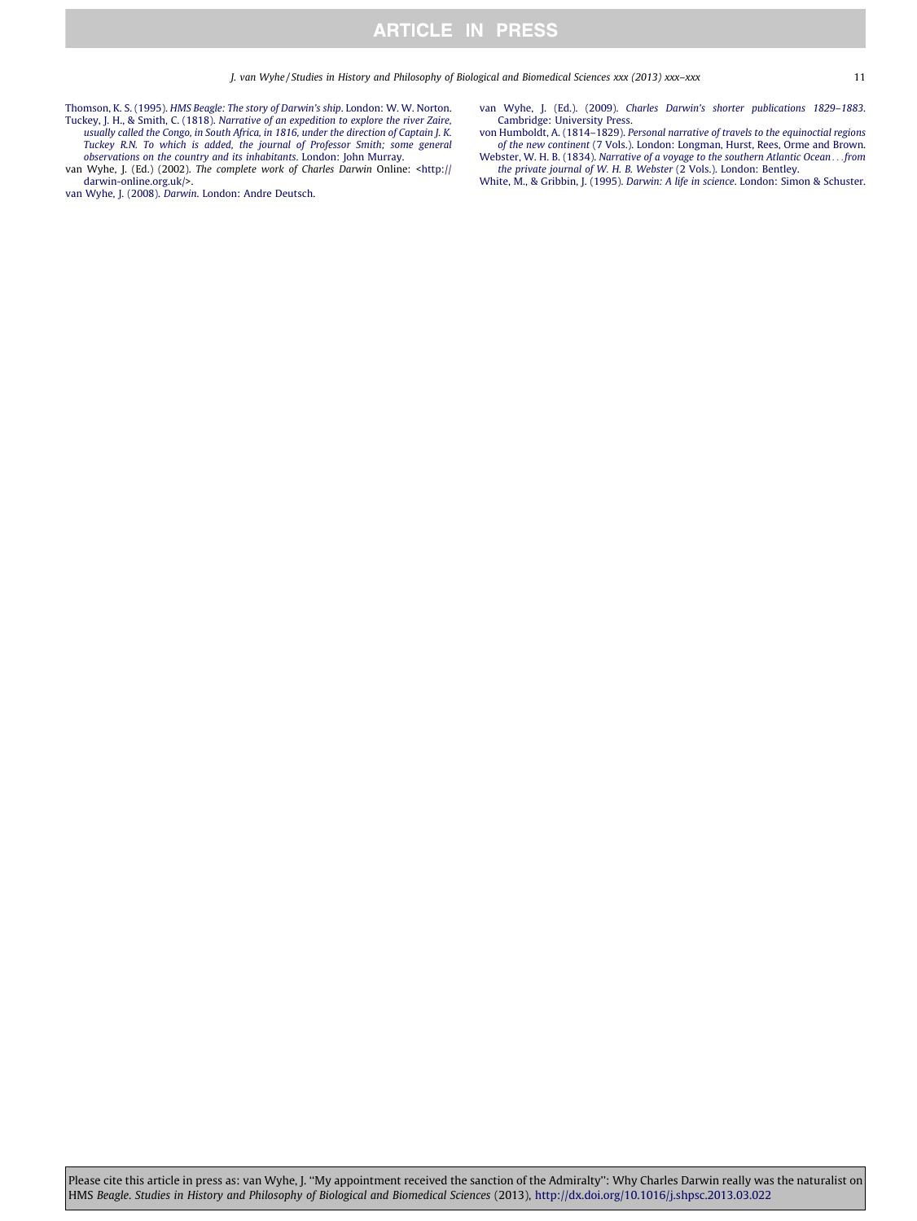Thomson, K. S. (1995). *HMS Beagle: The story of Darwin's ship*. London: W. W. Norton.

Tuckey, J. H., & Smith, C. (1818). *Narrative of an expedition to explore the river Zaire, usually called the Congo, in South Africa, in 1816, under the direction of Captain J. K. Tuckey R.N. To which is added, the journal of Professor Smith; some general observations on the country and its inhabitants*. London: John Murray.

van Wyhe, J. (Ed.) (2002). *The complete work of Charles Darwin* Online: <http://darwin-online.org.uk/>.

van Wyhe, J. (2008). *Darwin*. London: Andre Deutsch.

van Wyhe, J. (Ed.). (2009). *Charles Darwin's shorter publications 1829–1883*. Cambridge: University Press.

von Humboldt, A. (1814–1829). *Personal narrative of travels to the equinoctial regions of the new continent* (7 Vols.). London: Longman, Hurst, Rees, Orme and Brown.

Webster, W. H. B. (1834). *Narrative of a voyage to the southern Atlantic Ocean . . . from the private journal of W. H. B. Webster* (2 Vols.). London: Bentley.

White, M., & Gribbin, J. (1995). *Darwin: A life in science*. London: Simon & Schuster.

Please cite this article in press as: van Wyhe, J. "My appointment received the sanction of the Admiralty": Why Charles Darwin really was the naturalist on HMS *Beagle*. *Studies in History and Philosophy of Biological and Biomedical Sciences* (2013), http://dx.doi.org/10.1016/j.shpsc.2013.03.022